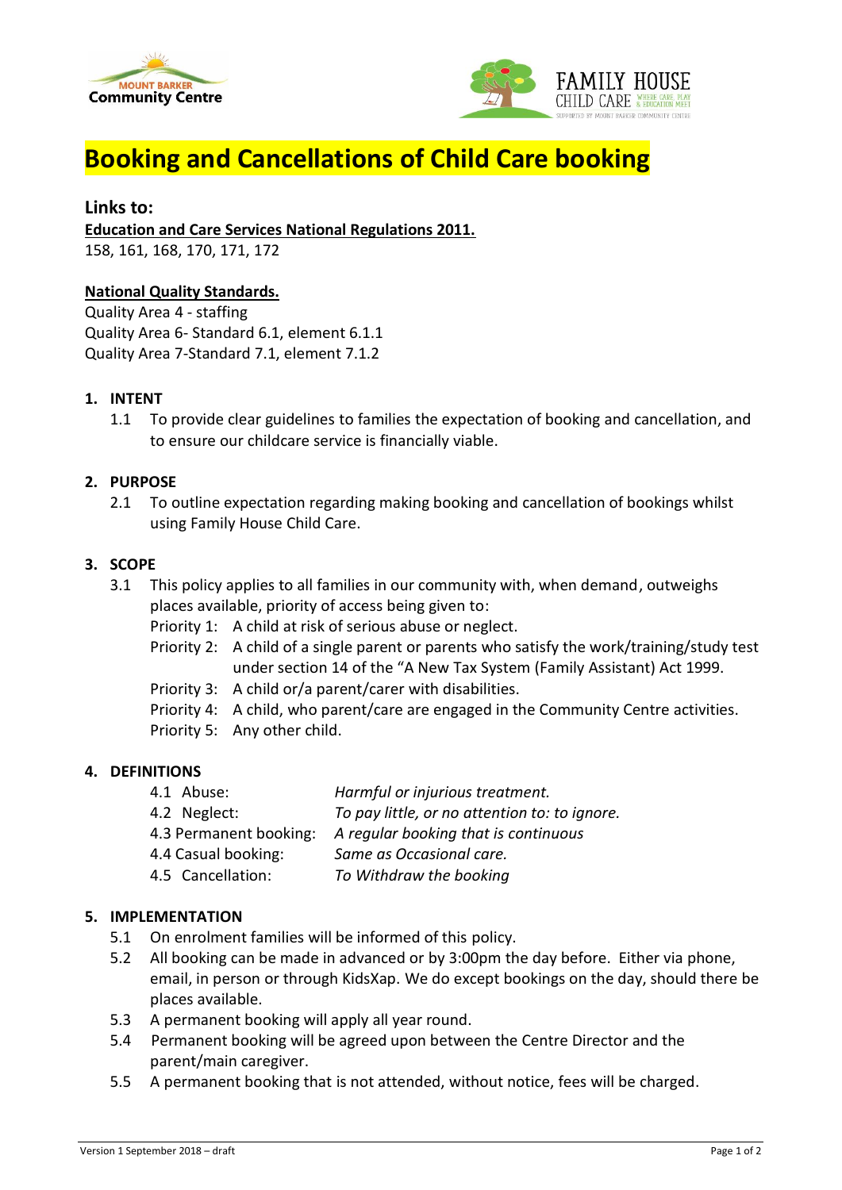# Booking and Cancellations of Child Care booking

## Links to:

**Education and Care Services National Regulations 2011.**
158, 161, 168, 170, 171, 172

**National Quality Standards.**
Quality Area 4 - staffing
Quality Area 6- Standard 6.1, element 6.1.1
Quality Area 7-Standard 7.1, element 7.1.2

### 1. INTENT

1.1 To provide clear guidelines to families the expectation of booking and cancellation, and to ensure our childcare service is financially viable.

### 2. PURPOSE

2.1 To outline expectation regarding making booking and cancellation of bookings whilst using Family House Child Care.

### 3. SCOPE

3.1 This policy applies to all families in our community with, when demand, outweighs places available, priority of access being given to:

Priority 1: A child at risk of serious abuse or neglect.
Priority 2: A child of a single parent or parents who satisfy the work/training/study test under section 14 of the "A New Tax System (Family Assistant) Act 1999.
Priority 3: A child or/a parent/carer with disabilities.
Priority 4: A child, who parent/care are engaged in the Community Centre activities.
Priority 5: Any other child.

### 4. DEFINITIONS

| | |
|---|---|
| 4.1 Abuse: | *Harmful or injurious treatment.* |
| 4.2 Neglect: | *To pay little, or no attention to: to ignore.* |
| 4.3 Permanent booking: | *A regular booking that is continuous* |
| 4.4 Casual booking: | *Same as Occasional care.* |
| 4.5 Cancellation: | *To Withdraw the booking* |

### 5. IMPLEMENTATION

5.1 On enrolment families will be informed of this policy.

5.2 All booking can be made in advanced or by 3:00pm the day before. Either via phone, email, in person or through KidsXap. We do except bookings on the day, should there be places available.

5.3 A permanent booking will apply all year round.

5.4 Permanent booking will be agreed upon between the Centre Director and the parent/main caregiver.

5.5 A permanent booking that is not attended, without notice, fees will be charged.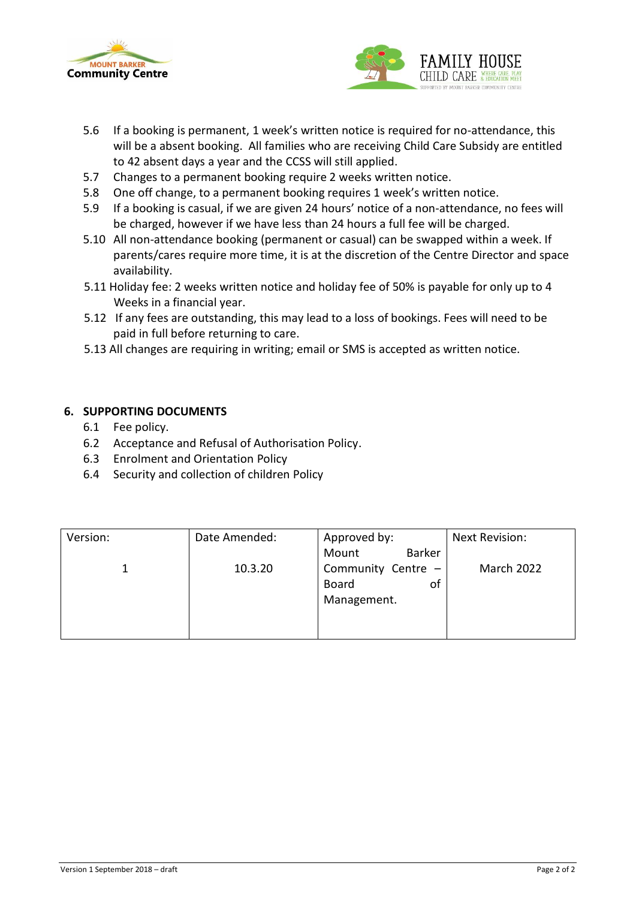5.6 If a booking is permanent, 1 week's written notice is required for no-attendance, this will be a absent booking. All families who are receiving Child Care Subsidy are entitled to 42 absent days a year and the CCSS will still applied.

5.7 Changes to a permanent booking require 2 weeks written notice.

5.8 One off change, to a permanent booking requires 1 week's written notice.

5.9 If a booking is casual, if we are given 24 hours' notice of a non-attendance, no fees will be charged, however if we have less than 24 hours a full fee will be charged.

5.10 All non-attendance booking (permanent or casual) can be swapped within a week. If parents/cares require more time, it is at the discretion of the Centre Director and space availability.

5.11 Holiday fee: 2 weeks written notice and holiday fee of 50% is payable for only up to 4 Weeks in a financial year.

5.12 If any fees are outstanding, this may lead to a loss of bookings. Fees will need to be paid in full before returning to care.

5.13 All changes are requiring in writing; email or SMS is accepted as written notice.

## 6. SUPPORTING DOCUMENTS

6.1 Fee policy.

6.2 Acceptance and Refusal of Authorisation Policy.

6.3 Enrolment and Orientation Policy

6.4 Security and collection of children Policy

| Version: | Date Amended: | Approved by: | Next Revision: |
|---|---|---|---|
| 1 | 10.3.20 | Mount Barker Community Centre – Board of Management. | March 2022 |

Version 1 September 2018 – draft